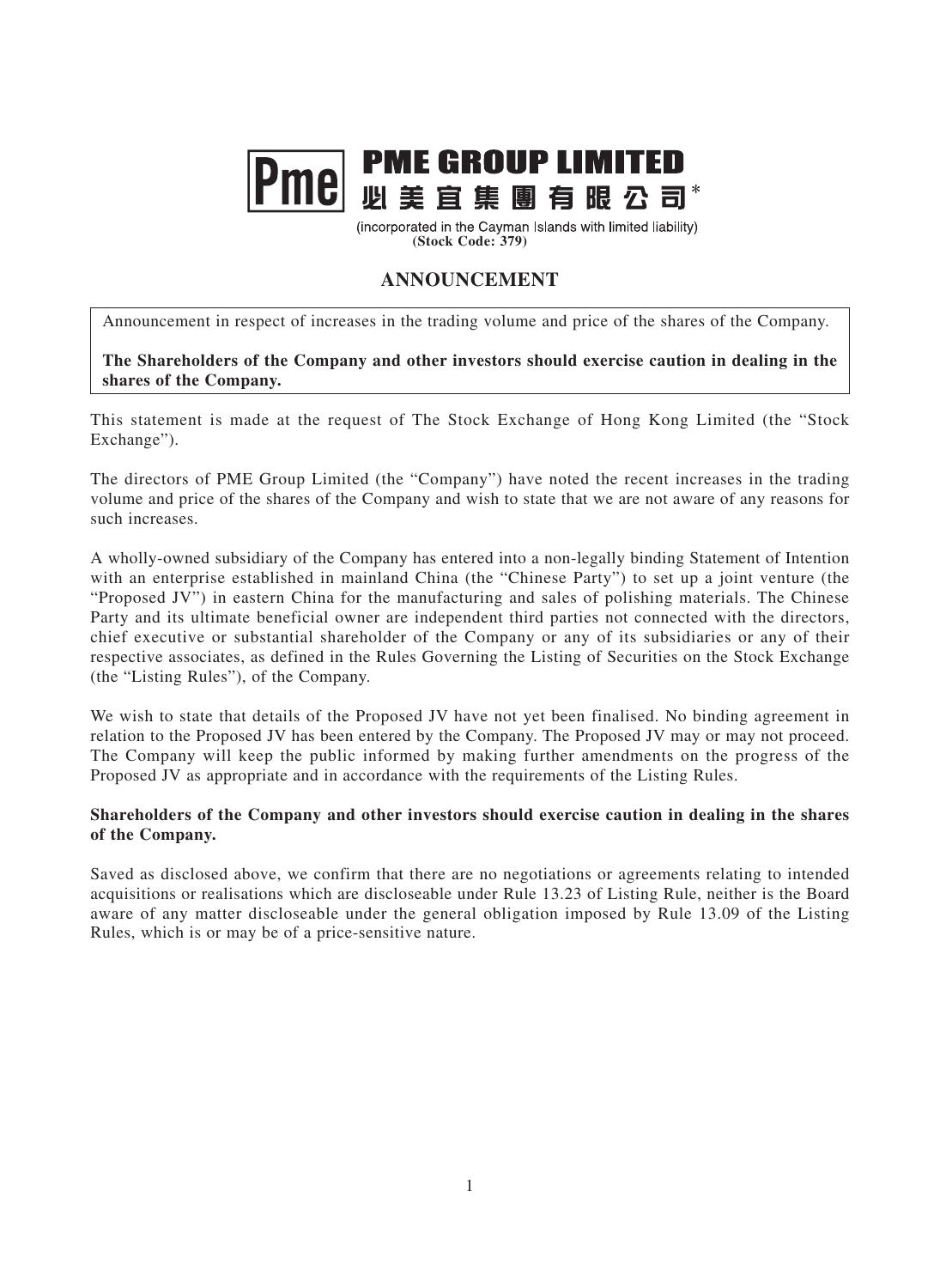# PME GROUP LIMITED

# 必美宜集團有限公司*

(incorporated in the Cayman Islands with limited liability)
**(Stock Code: 379)**

## ANNOUNCEMENT

Announcement in respect of increases in the trading volume and price of the shares of the Company.

**The Shareholders of the Company and other investors should exercise caution in dealing in the shares of the Company.**

This statement is made at the request of The Stock Exchange of Hong Kong Limited (the "Stock Exchange").

The directors of PME Group Limited (the "Company") have noted the recent increases in the trading volume and price of the shares of the Company and wish to state that we are not aware of any reasons for such increases.

A wholly-owned subsidiary of the Company has entered into a non-legally binding Statement of Intention with an enterprise established in mainland China (the "Chinese Party") to set up a joint venture (the "Proposed JV") in eastern China for the manufacturing and sales of polishing materials. The Chinese Party and its ultimate beneficial owner are independent third parties not connected with the directors, chief executive or substantial shareholder of the Company or any of its subsidiaries or any of their respective associates, as defined in the Rules Governing the Listing of Securities on the Stock Exchange (the "Listing Rules"), of the Company.

We wish to state that details of the Proposed JV have not yet been finalised. No binding agreement in relation to the Proposed JV has been entered by the Company. The Proposed JV may or may not proceed. The Company will keep the public informed by making further amendments on the progress of the Proposed JV as appropriate and in accordance with the requirements of the Listing Rules.

**Shareholders of the Company and other investors should exercise caution in dealing in the shares of the Company.**

Saved as disclosed above, we confirm that there are no negotiations or agreements relating to intended acquisitions or realisations which are discloseable under Rule 13.23 of Listing Rule, neither is the Board aware of any matter discloseable under the general obligation imposed by Rule 13.09 of the Listing Rules, which is or may be of a price-sensitive nature.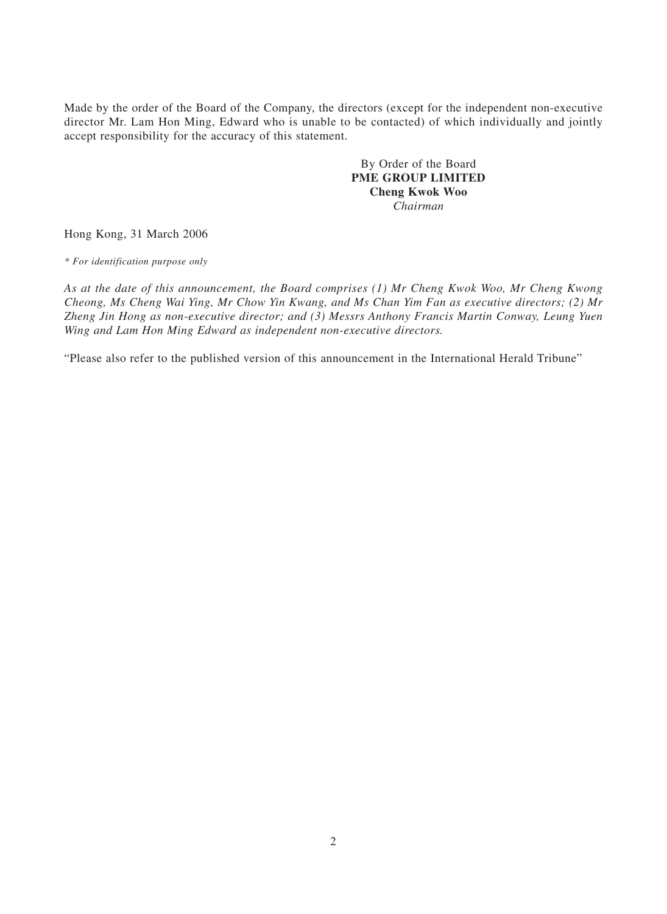Made by the order of the Board of the Company, the directors (except for the independent non-executive director Mr. Lam Hon Ming, Edward who is unable to be contacted) of which individually and jointly accept responsibility for the accuracy of this statement.

By Order of the Board
**PME GROUP LIMITED**
**Cheng Kwok Woo**
*Chairman*

Hong Kong, 31 March 2006

*\* For identification purpose only*

*As at the date of this announcement, the Board comprises (1) Mr Cheng Kwok Woo, Mr Cheng Kwong Cheong, Ms Cheng Wai Ying, Mr Chow Yin Kwang, and Ms Chan Yim Fan as executive directors; (2) Mr Zheng Jin Hong as non-executive director; and (3) Messrs Anthony Francis Martin Conway, Leung Yuen Wing and Lam Hon Ming Edward as independent non-executive directors.*

"Please also refer to the published version of this announcement in the International Herald Tribune"